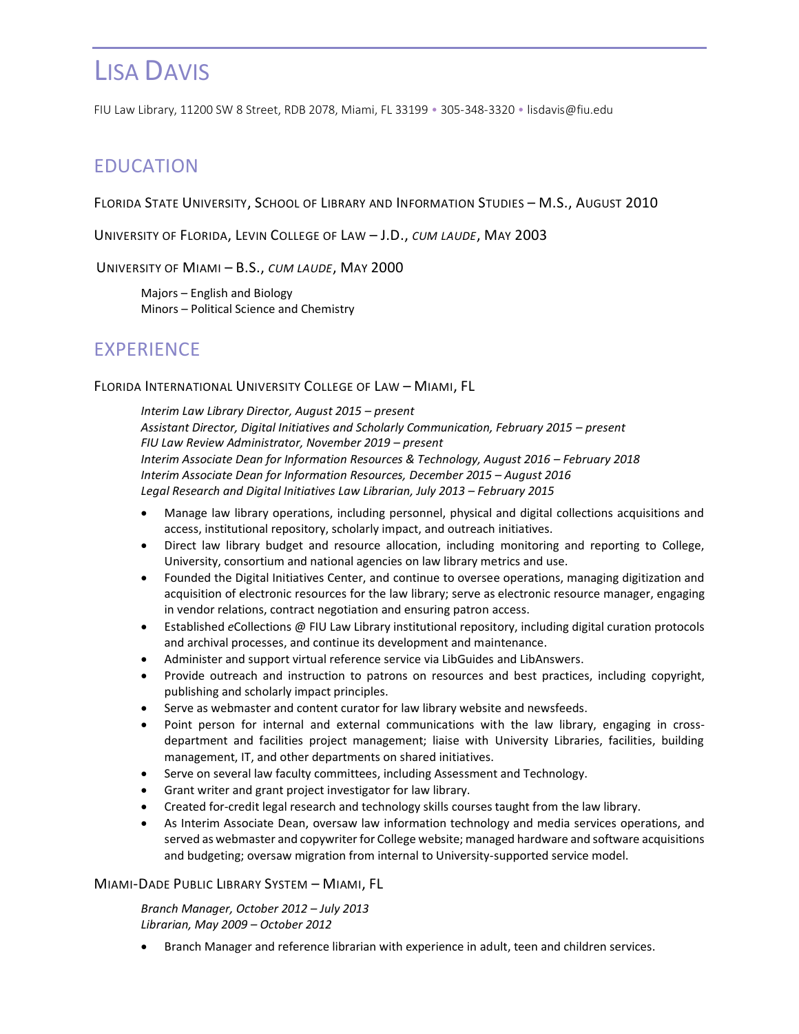# LISA DAVIS

FIU Law Library, 11200 SW 8 Street, RDB 2078, Miami, FL 33199 • 305-348-3320 • lisdavis@fiu.edu

## EDUCATION

FLORIDA STATE UNIVERSITY, SCHOOL OF LIBRARY AND INFORMATION STUDIES – M.S., AUGUST 2010

UNIVERSITY OF FLORIDA, LEVIN COLLEGE OF LAW – J.D., *CUM LAUDE*, MAY 2003

UNIVERSITY OF MIAMI – B.S., *CUM LAUDE*, MAY 2000

Majors – English and Biology
Minors – Political Science and Chemistry

## EXPERIENCE

FLORIDA INTERNATIONAL UNIVERSITY COLLEGE OF LAW – MIAMI, FL

*Interim Law Library Director, August 2015 – present*
*Assistant Director, Digital Initiatives and Scholarly Communication, February 2015 – present*
*FIU Law Review Administrator, November 2019 – present*
*Interim Associate Dean for Information Resources & Technology, August 2016 – February 2018*
*Interim Associate Dean for Information Resources, December 2015 – August 2016*
*Legal Research and Digital Initiatives Law Librarian, July 2013 – February 2015*

- Manage law library operations, including personnel, physical and digital collections acquisitions and access, institutional repository, scholarly impact, and outreach initiatives.
- Direct law library budget and resource allocation, including monitoring and reporting to College, University, consortium and national agencies on law library metrics and use.
- Founded the Digital Initiatives Center, and continue to oversee operations, managing digitization and acquisition of electronic resources for the law library; serve as electronic resource manager, engaging in vendor relations, contract negotiation and ensuring patron access.
- Established *e*Collections @ FIU Law Library institutional repository, including digital curation protocols and archival processes, and continue its development and maintenance.
- Administer and support virtual reference service via LibGuides and LibAnswers.
- Provide outreach and instruction to patrons on resources and best practices, including copyright, publishing and scholarly impact principles.
- Serve as webmaster and content curator for law library website and newsfeeds.
- Point person for internal and external communications with the law library, engaging in cross-department and facilities project management; liaise with University Libraries, facilities, building management, IT, and other departments on shared initiatives.
- Serve on several law faculty committees, including Assessment and Technology.
- Grant writer and grant project investigator for law library.
- Created for-credit legal research and technology skills courses taught from the law library.
- As Interim Associate Dean, oversaw law information technology and media services operations, and served as webmaster and copywriter for College website; managed hardware and software acquisitions and budgeting; oversaw migration from internal to University-supported service model.

MIAMI-DADE PUBLIC LIBRARY SYSTEM – MIAMI, FL

*Branch Manager, October 2012 – July 2013*
*Librarian, May 2009 – October 2012*

- Branch Manager and reference librarian with experience in adult, teen and children services.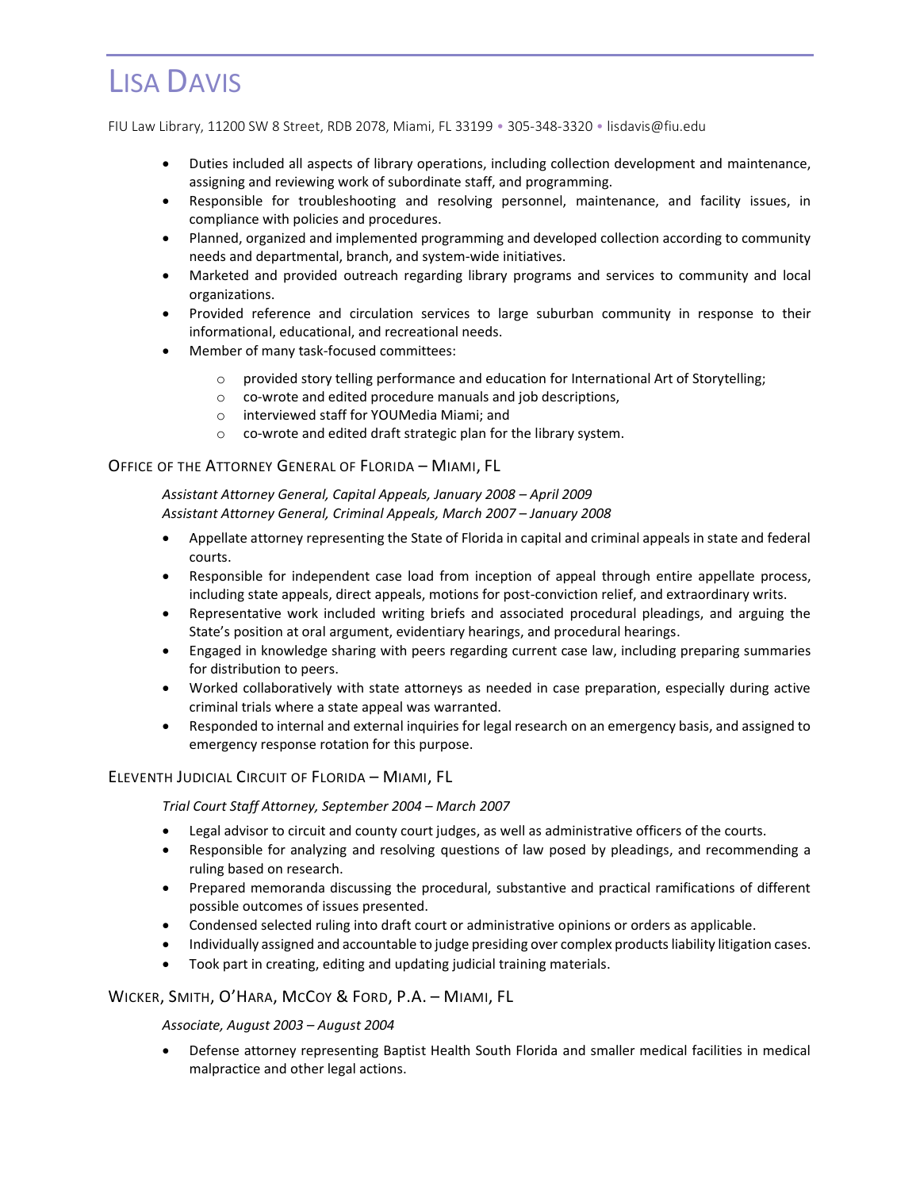# Lisa Davis

FIU Law Library, 11200 SW 8 Street, RDB 2078, Miami, FL 33199 • 305-348-3320 • lisdavis@fiu.edu

- Duties included all aspects of library operations, including collection development and maintenance, assigning and reviewing work of subordinate staff, and programming.
- Responsible for troubleshooting and resolving personnel, maintenance, and facility issues, in compliance with policies and procedures.
- Planned, organized and implemented programming and developed collection according to community needs and departmental, branch, and system-wide initiatives.
- Marketed and provided outreach regarding library programs and services to community and local organizations.
- Provided reference and circulation services to large suburban community in response to their informational, educational, and recreational needs.
- Member of many task-focused committees:
  - provided story telling performance and education for International Art of Storytelling;
  - co-wrote and edited procedure manuals and job descriptions,
  - interviewed staff for YOUMedia Miami; and
  - co-wrote and edited draft strategic plan for the library system.

## Office of the Attorney General of Florida – Miami, FL

*Assistant Attorney General, Capital Appeals, January 2008 – April 2009*
*Assistant Attorney General, Criminal Appeals, March 2007 – January 2008*

- Appellate attorney representing the State of Florida in capital and criminal appeals in state and federal courts.
- Responsible for independent case load from inception of appeal through entire appellate process, including state appeals, direct appeals, motions for post-conviction relief, and extraordinary writs.
- Representative work included writing briefs and associated procedural pleadings, and arguing the State's position at oral argument, evidentiary hearings, and procedural hearings.
- Engaged in knowledge sharing with peers regarding current case law, including preparing summaries for distribution to peers.
- Worked collaboratively with state attorneys as needed in case preparation, especially during active criminal trials where a state appeal was warranted.
- Responded to internal and external inquiries for legal research on an emergency basis, and assigned to emergency response rotation for this purpose.

## Eleventh Judicial Circuit of Florida – Miami, FL

*Trial Court Staff Attorney, September 2004 – March 2007*

- Legal advisor to circuit and county court judges, as well as administrative officers of the courts.
- Responsible for analyzing and resolving questions of law posed by pleadings, and recommending a ruling based on research.
- Prepared memoranda discussing the procedural, substantive and practical ramifications of different possible outcomes of issues presented.
- Condensed selected ruling into draft court or administrative opinions or orders as applicable.
- Individually assigned and accountable to judge presiding over complex products liability litigation cases.
- Took part in creating, editing and updating judicial training materials.

## Wicker, Smith, O'Hara, McCoy & Ford, P.A. – Miami, FL

*Associate, August 2003 – August 2004*

- Defense attorney representing Baptist Health South Florida and smaller medical facilities in medical malpractice and other legal actions.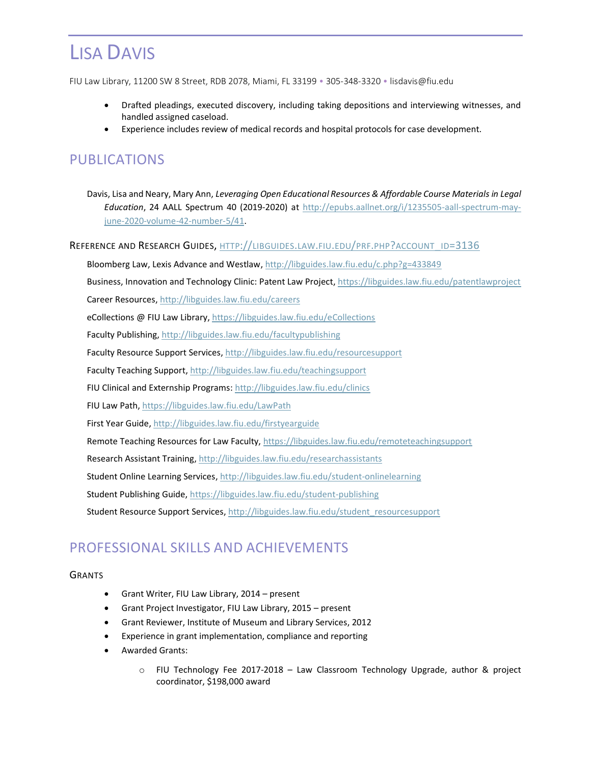# LISA DAVIS

FIU Law Library, 11200 SW 8 Street, RDB 2078, Miami, FL 33199 • 305-348-3320 • lisdavis@fiu.edu

- Drafted pleadings, executed discovery, including taking depositions and interviewing witnesses, and handled assigned caseload.
- Experience includes review of medical records and hospital protocols for case development.

## PUBLICATIONS

Davis, Lisa and Neary, Mary Ann, *Leveraging Open Educational Resources & Affordable Course Materials in Legal Education*, 24 AALL Spectrum 40 (2019-2020) at http://epubs.aallnet.org/i/1235505-aall-spectrum-may-june-2020-volume-42-number-5/41.

### REFERENCE AND RESEARCH GUIDES, HTTP://LIBGUIDES.LAW.FIU.EDU/PRF.PHP?ACCOUNT_ID=3136

Bloomberg Law, Lexis Advance and Westlaw, http://libguides.law.fiu.edu/c.php?g=433849

Business, Innovation and Technology Clinic: Patent Law Project, https://libguides.law.fiu.edu/patentlawproject

Career Resources, http://libguides.law.fiu.edu/careers

eCollections @ FIU Law Library, https://libguides.law.fiu.edu/eCollections

Faculty Publishing, http://libguides.law.fiu.edu/facultypublishing

Faculty Resource Support Services, http://libguides.law.fiu.edu/resourcesupport

Faculty Teaching Support, http://libguides.law.fiu.edu/teachingsupport

FIU Clinical and Externship Programs: http://libguides.law.fiu.edu/clinics

FIU Law Path, https://libguides.law.fiu.edu/LawPath

First Year Guide, http://libguides.law.fiu.edu/firstyearguide

Remote Teaching Resources for Law Faculty, https://libguides.law.fiu.edu/remoteteachingsupport

Research Assistant Training, http://libguides.law.fiu.edu/researchassistants

Student Online Learning Services, http://libguides.law.fiu.edu/student-onlinelearning

Student Publishing Guide, https://libguides.law.fiu.edu/student-publishing

Student Resource Support Services, http://libguides.law.fiu.edu/student_resourcesupport

## PROFESSIONAL SKILLS AND ACHIEVEMENTS

### GRANTS

- Grant Writer, FIU Law Library, 2014 – present
- Grant Project Investigator, FIU Law Library, 2015 – present
- Grant Reviewer, Institute of Museum and Library Services, 2012
- Experience in grant implementation, compliance and reporting
- Awarded Grants:
  - FIU Technology Fee 2017-2018 – Law Classroom Technology Upgrade, author & project coordinator, $198,000 award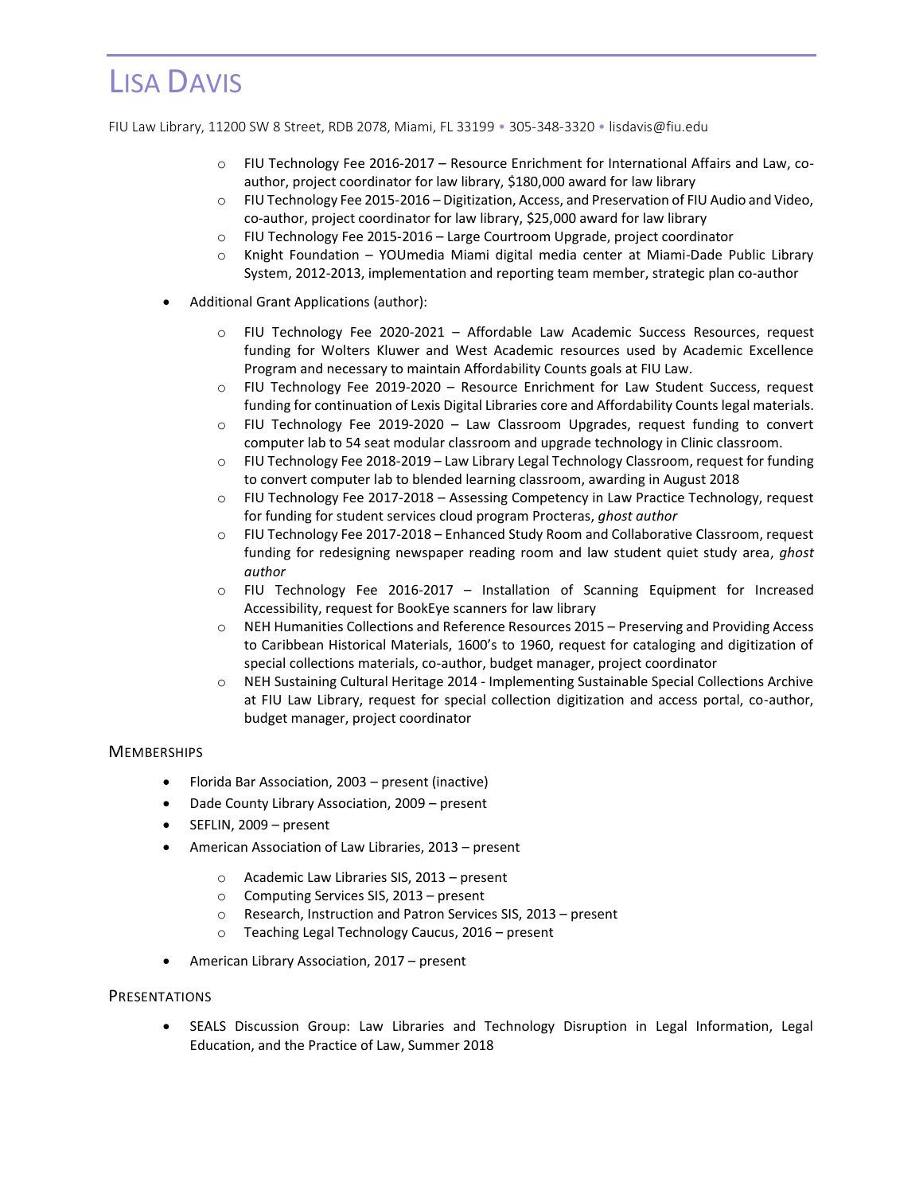# Lisa Davis

FIU Law Library, 11200 SW 8 Street, RDB 2078, Miami, FL 33199 • 305-348-3320 • lisdavis@fiu.edu

- FIU Technology Fee 2016-2017 – Resource Enrichment for International Affairs and Law, co-author, project coordinator for law library, $180,000 award for law library
- FIU Technology Fee 2015-2016 – Digitization, Access, and Preservation of FIU Audio and Video, co-author, project coordinator for law library, $25,000 award for law library
- FIU Technology Fee 2015-2016 – Large Courtroom Upgrade, project coordinator
- Knight Foundation – YOUmedia Miami digital media center at Miami-Dade Public Library System, 2012-2013, implementation and reporting team member, strategic plan co-author

- Additional Grant Applications (author):
  - FIU Technology Fee 2020-2021 – Affordable Law Academic Success Resources, request funding for Wolters Kluwer and West Academic resources used by Academic Excellence Program and necessary to maintain Affordability Counts goals at FIU Law.
  - FIU Technology Fee 2019-2020 – Resource Enrichment for Law Student Success, request funding for continuation of Lexis Digital Libraries core and Affordability Counts legal materials.
  - FIU Technology Fee 2019-2020 – Law Classroom Upgrades, request funding to convert computer lab to 54 seat modular classroom and upgrade technology in Clinic classroom.
  - FIU Technology Fee 2018-2019 – Law Library Legal Technology Classroom, request for funding to convert computer lab to blended learning classroom, awarding in August 2018
  - FIU Technology Fee 2017-2018 – Assessing Competency in Law Practice Technology, request for funding for student services cloud program Procteras, *ghost author*
  - FIU Technology Fee 2017-2018 – Enhanced Study Room and Collaborative Classroom, request funding for redesigning newspaper reading room and law student quiet study area, *ghost author*
  - FIU Technology Fee 2016-2017 – Installation of Scanning Equipment for Increased Accessibility, request for BookEye scanners for law library
  - NEH Humanities Collections and Reference Resources 2015 – Preserving and Providing Access to Caribbean Historical Materials, 1600's to 1960, request for cataloging and digitization of special collections materials, co-author, budget manager, project coordinator
  - NEH Sustaining Cultural Heritage 2014 - Implementing Sustainable Special Collections Archive at FIU Law Library, request for special collection digitization and access portal, co-author, budget manager, project coordinator

## Memberships

- Florida Bar Association, 2003 – present (inactive)
- Dade County Library Association, 2009 – present
- SEFLIN, 2009 – present
- American Association of Law Libraries, 2013 – present
  - Academic Law Libraries SIS, 2013 – present
  - Computing Services SIS, 2013 – present
  - Research, Instruction and Patron Services SIS, 2013 – present
  - Teaching Legal Technology Caucus, 2016 – present
- American Library Association, 2017 – present

## Presentations

- SEALS Discussion Group: Law Libraries and Technology Disruption in Legal Information, Legal Education, and the Practice of Law, Summer 2018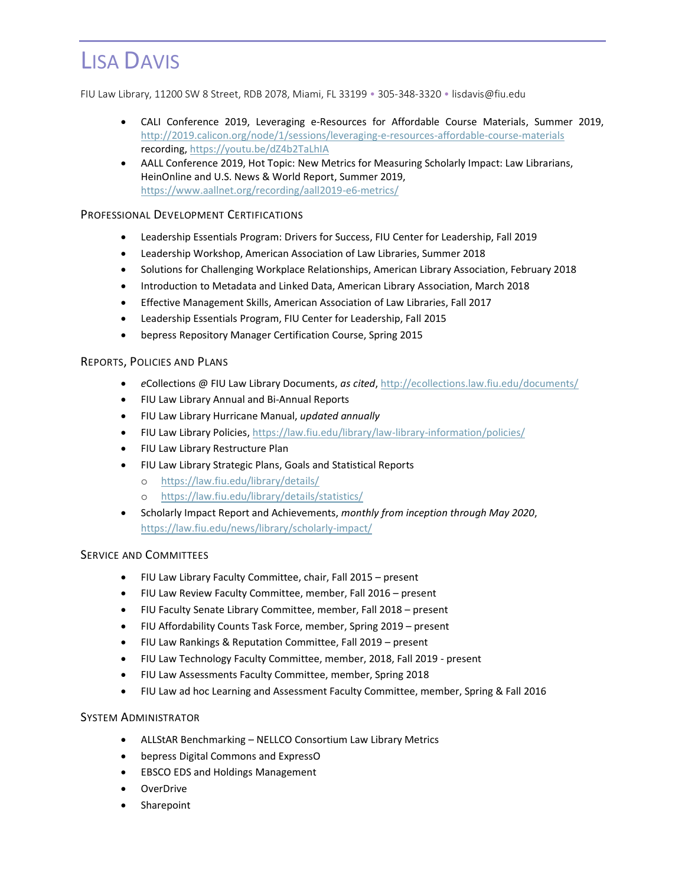# Lisa Davis

FIU Law Library, 11200 SW 8 Street, RDB 2078, Miami, FL 33199 • 305-348-3320 • lisdavis@fiu.edu

- CALI Conference 2019, Leveraging e-Resources for Affordable Course Materials, Summer 2019, http://2019.calicon.org/node/1/sessions/leveraging-e-resources-affordable-course-materials recording, https://youtu.be/dZ4b2TaLhIA
- AALL Conference 2019, Hot Topic: New Metrics for Measuring Scholarly Impact: Law Librarians, HeinOnline and U.S. News & World Report, Summer 2019, https://www.aallnet.org/recording/aall2019-e6-metrics/

## Professional Development Certifications

- Leadership Essentials Program: Drivers for Success, FIU Center for Leadership, Fall 2019
- Leadership Workshop, American Association of Law Libraries, Summer 2018
- Solutions for Challenging Workplace Relationships, American Library Association, February 2018
- Introduction to Metadata and Linked Data, American Library Association, March 2018
- Effective Management Skills, American Association of Law Libraries, Fall 2017
- Leadership Essentials Program, FIU Center for Leadership, Fall 2015
- bepress Repository Manager Certification Course, Spring 2015

## Reports, Policies and Plans

- *e*Collections @ FIU Law Library Documents, *as cited*, http://ecollections.law.fiu.edu/documents/
- FIU Law Library Annual and Bi-Annual Reports
- FIU Law Library Hurricane Manual, *updated annually*
- FIU Law Library Policies, https://law.fiu.edu/library/law-library-information/policies/
- FIU Law Library Restructure Plan
- FIU Law Library Strategic Plans, Goals and Statistical Reports
  - https://law.fiu.edu/library/details/
  - https://law.fiu.edu/library/details/statistics/
- Scholarly Impact Report and Achievements, *monthly from inception through May 2020*, https://law.fiu.edu/news/library/scholarly-impact/

## Service and Committees

- FIU Law Library Faculty Committee, chair, Fall 2015 – present
- FIU Law Review Faculty Committee, member, Fall 2016 – present
- FIU Faculty Senate Library Committee, member, Fall 2018 – present
- FIU Affordability Counts Task Force, member, Spring 2019 – present
- FIU Law Rankings & Reputation Committee, Fall 2019 – present
- FIU Law Technology Faculty Committee, member, 2018, Fall 2019 - present
- FIU Law Assessments Faculty Committee, member, Spring 2018
- FIU Law ad hoc Learning and Assessment Faculty Committee, member, Spring & Fall 2016

## System Administrator

- ALLStAR Benchmarking – NELLCO Consortium Law Library Metrics
- bepress Digital Commons and ExpressO
- EBSCO EDS and Holdings Management
- OverDrive
- Sharepoint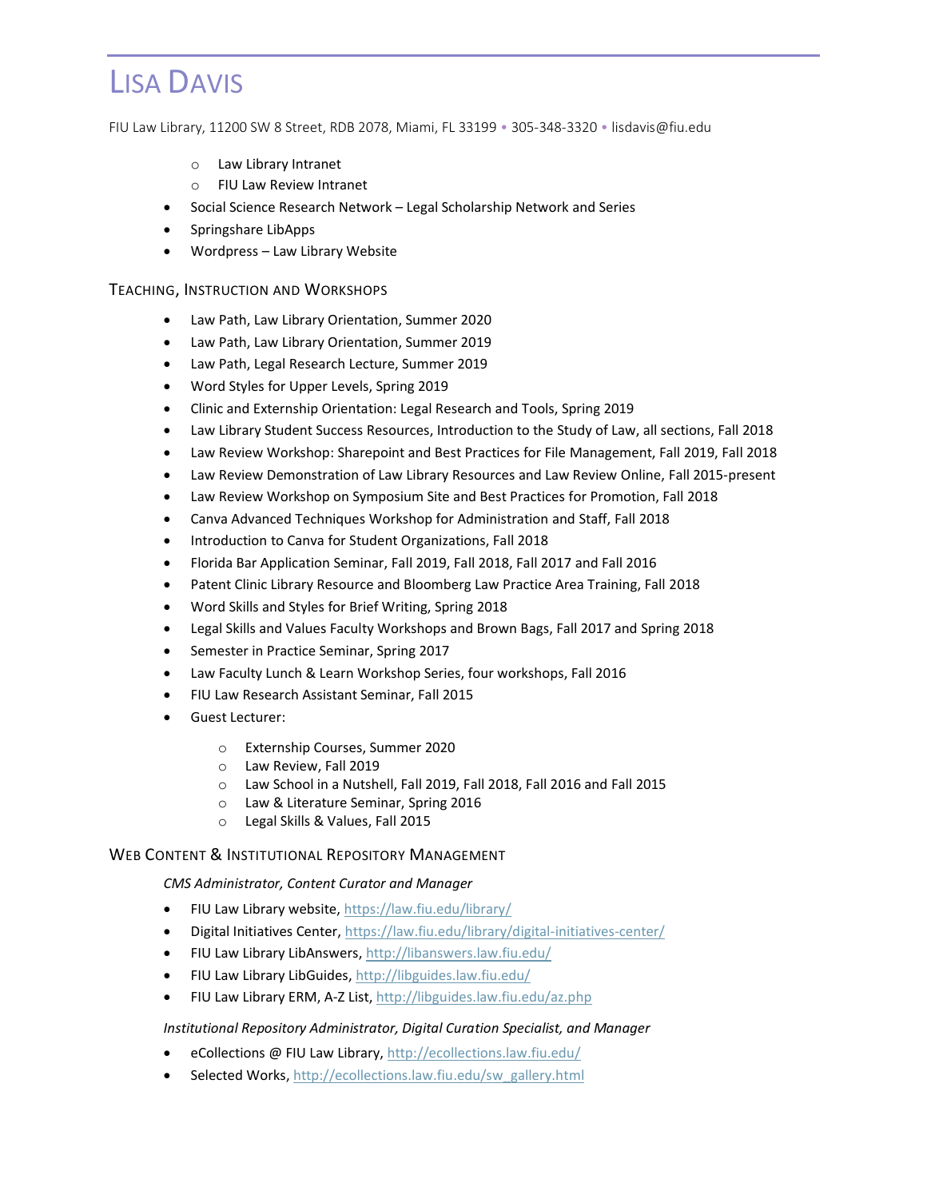# LISA DAVIS

FIU Law Library, 11200 SW 8 Street, RDB 2078, Miami, FL 33199 • 305-348-3320 • lisdavis@fiu.edu

  - Law Library Intranet
  - FIU Law Review Intranet
- Social Science Research Network – Legal Scholarship Network and Series
- Springshare LibApps
- Wordpress – Law Library Website

## TEACHING, INSTRUCTION AND WORKSHOPS

- Law Path, Law Library Orientation, Summer 2020
- Law Path, Law Library Orientation, Summer 2019
- Law Path, Legal Research Lecture, Summer 2019
- Word Styles for Upper Levels, Spring 2019
- Clinic and Externship Orientation: Legal Research and Tools, Spring 2019
- Law Library Student Success Resources, Introduction to the Study of Law, all sections, Fall 2018
- Law Review Workshop: Sharepoint and Best Practices for File Management, Fall 2019, Fall 2018
- Law Review Demonstration of Law Library Resources and Law Review Online, Fall 2015-present
- Law Review Workshop on Symposium Site and Best Practices for Promotion, Fall 2018
- Canva Advanced Techniques Workshop for Administration and Staff, Fall 2018
- Introduction to Canva for Student Organizations, Fall 2018
- Florida Bar Application Seminar, Fall 2019, Fall 2018, Fall 2017 and Fall 2016
- Patent Clinic Library Resource and Bloomberg Law Practice Area Training, Fall 2018
- Word Skills and Styles for Brief Writing, Spring 2018
- Legal Skills and Values Faculty Workshops and Brown Bags, Fall 2017 and Spring 2018
- Semester in Practice Seminar, Spring 2017
- Law Faculty Lunch & Learn Workshop Series, four workshops, Fall 2016
- FIU Law Research Assistant Seminar, Fall 2015
- Guest Lecturer:
  - Externship Courses, Summer 2020
  - Law Review, Fall 2019
  - Law School in a Nutshell, Fall 2019, Fall 2018, Fall 2016 and Fall 2015
  - Law & Literature Seminar, Spring 2016
  - Legal Skills & Values, Fall 2015

## WEB CONTENT & INSTITUTIONAL REPOSITORY MANAGEMENT

*CMS Administrator, Content Curator and Manager*

- FIU Law Library website, https://law.fiu.edu/library/
- Digital Initiatives Center, https://law.fiu.edu/library/digital-initiatives-center/
- FIU Law Library LibAnswers, http://libanswers.law.fiu.edu/
- FIU Law Library LibGuides, http://libguides.law.fiu.edu/
- FIU Law Library ERM, A-Z List, http://libguides.law.fiu.edu/az.php

*Institutional Repository Administrator, Digital Curation Specialist, and Manager*

- eCollections @ FIU Law Library, http://ecollections.law.fiu.edu/
- Selected Works, http://ecollections.law.fiu.edu/sw_gallery.html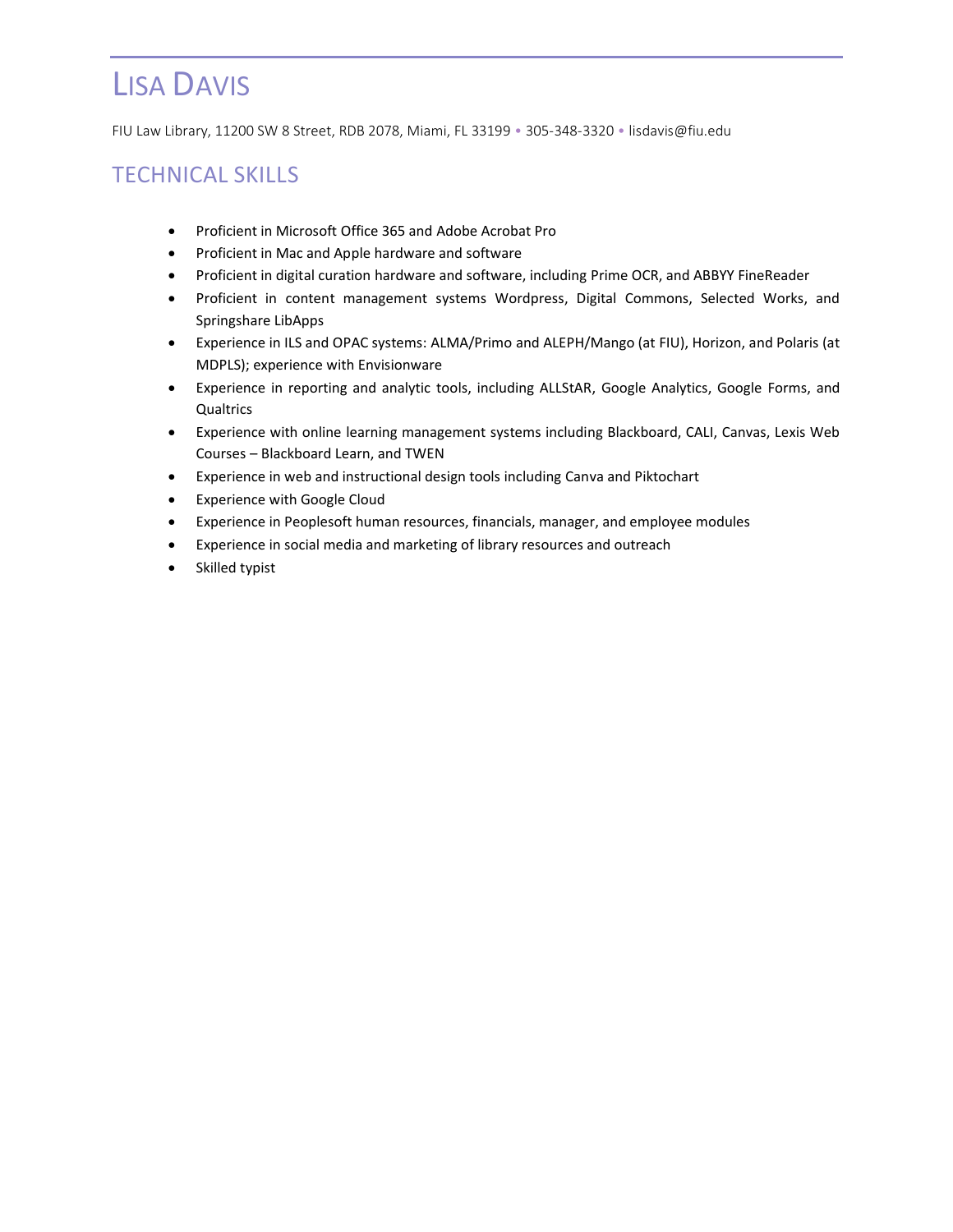# LISA DAVIS

FIU Law Library, 11200 SW 8 Street, RDB 2078, Miami, FL 33199 • 305-348-3320 • lisdavis@fiu.edu

## TECHNICAL SKILLS

- Proficient in Microsoft Office 365 and Adobe Acrobat Pro
- Proficient in Mac and Apple hardware and software
- Proficient in digital curation hardware and software, including Prime OCR, and ABBYY FineReader
- Proficient in content management systems Wordpress, Digital Commons, Selected Works, and Springshare LibApps
- Experience in ILS and OPAC systems: ALMA/Primo and ALEPH/Mango (at FIU), Horizon, and Polaris (at MDPLS); experience with Envisionware
- Experience in reporting and analytic tools, including ALLStAR, Google Analytics, Google Forms, and Qualtrics
- Experience with online learning management systems including Blackboard, CALI, Canvas, Lexis Web Courses – Blackboard Learn, and TWEN
- Experience in web and instructional design tools including Canva and Piktochart
- Experience with Google Cloud
- Experience in Peoplesoft human resources, financials, manager, and employee modules
- Experience in social media and marketing of library resources and outreach
- Skilled typist